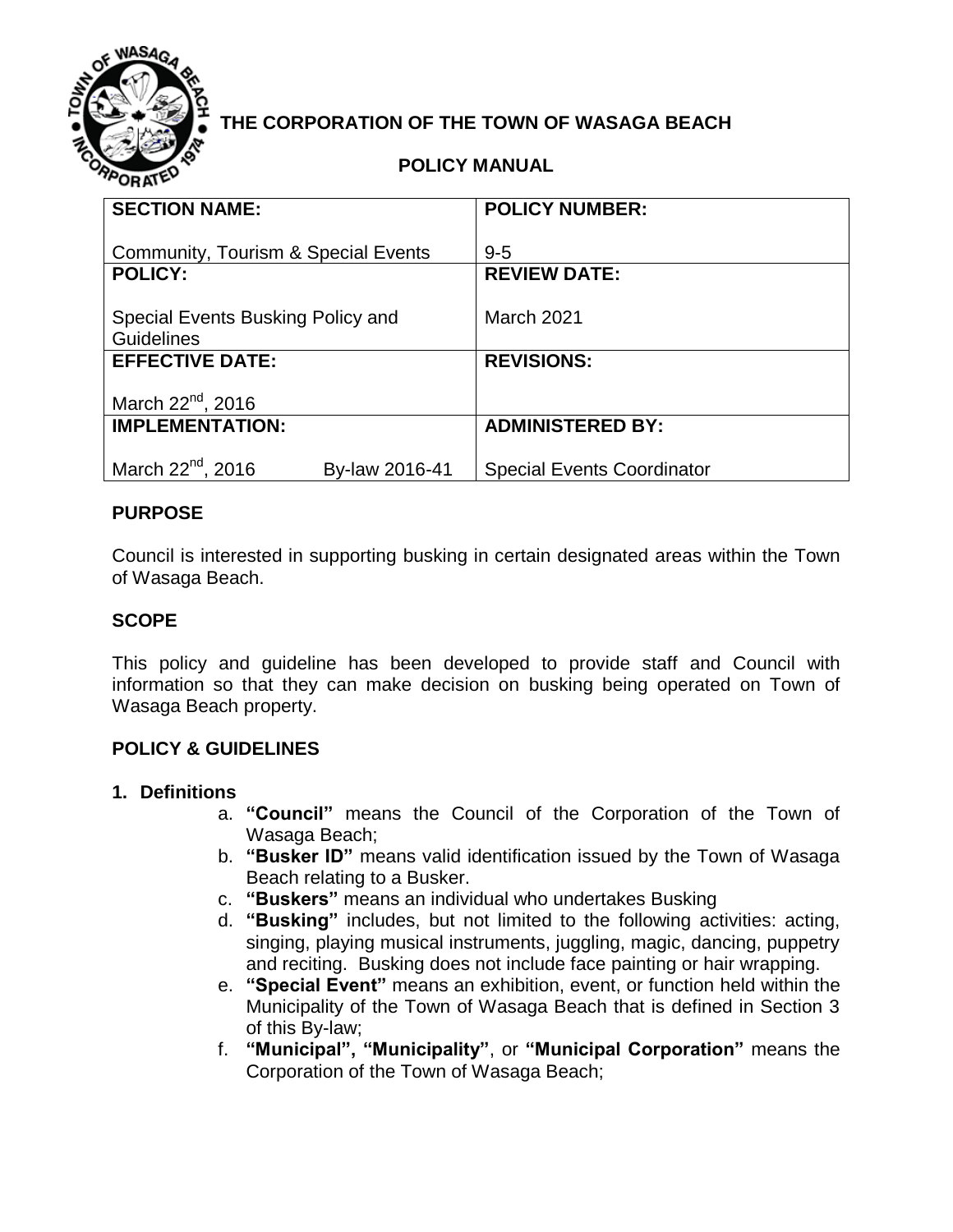# THE CORPORATION OF THE TOWN OF WASAGA BEACH

## POLICY MANUAL

| **SECTION NAME:**<br><br>Community, Tourism & Special Events | **POLICY NUMBER:**<br><br>9-5 |
|---|---|
| **POLICY:**<br><br>Special Events Busking Policy and Guidelines | **REVIEW DATE:**<br><br>March 2021 |
| **EFFECTIVE DATE:**<br><br>March 22nd, 2016 | **REVISIONS:** |
| **IMPLEMENTATION:**<br><br>March 22nd, 2016 By-law 2016-41 | **ADMINISTERED BY:**<br><br>Special Events Coordinator |

### PURPOSE

Council is interested in supporting busking in certain designated areas within the Town of Wasaga Beach.

### SCOPE

This policy and guideline has been developed to provide staff and Council with information so that they can make decision on busking being operated on Town of Wasaga Beach property.

### POLICY & GUIDELINES

**1. Definitions**

a. **"Council"** means the Council of the Corporation of the Town of Wasaga Beach;

b. **"Busker ID"** means valid identification issued by the Town of Wasaga Beach relating to a Busker.

c. **"Buskers"** means an individual who undertakes Busking

d. **"Busking"** includes, but not limited to the following activities: acting, singing, playing musical instruments, juggling, magic, dancing, puppetry and reciting. Busking does not include face painting or hair wrapping.

e. **"Special Event"** means an exhibition, event, or function held within the Municipality of the Town of Wasaga Beach that is defined in Section 3 of this By-law;

f. **"Municipal", "Municipality"**, or **"Municipal Corporation"** means the Corporation of the Town of Wasaga Beach;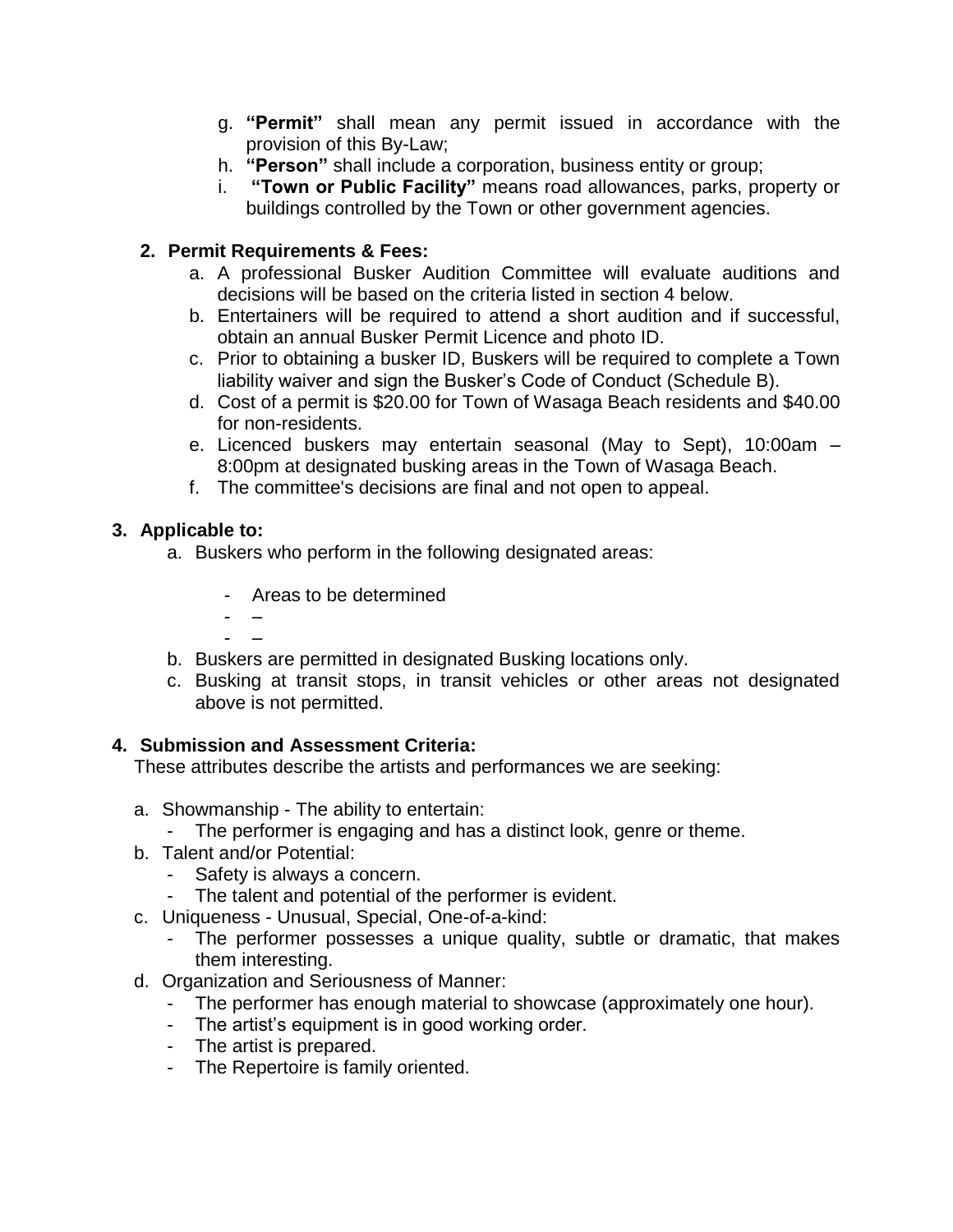g. **"Permit"** shall mean any permit issued in accordance with the provision of this By-Law;
h. **"Person"** shall include a corporation, business entity or group;
i. **"Town or Public Facility"** means road allowances, parks, property or buildings controlled by the Town or other government agencies.

**2. Permit Requirements & Fees:**

a. A professional Busker Audition Committee will evaluate auditions and decisions will be based on the criteria listed in section 4 below.
b. Entertainers will be required to attend a short audition and if successful, obtain an annual Busker Permit Licence and photo ID.
c. Prior to obtaining a busker ID, Buskers will be required to complete a Town liability waiver and sign the Busker's Code of Conduct (Schedule B).
d. Cost of a permit is $20.00 for Town of Wasaga Beach residents and $40.00 for non-residents.
e. Licenced buskers may entertain seasonal (May to Sept), 10:00am – 8:00pm at designated busking areas in the Town of Wasaga Beach.
f. The committee's decisions are final and not open to appeal.

**3. Applicable to:**

a. Buskers who perform in the following designated areas:

- Areas to be determined
- –
- –

b. Buskers are permitted in designated Busking locations only.
c. Busking at transit stops, in transit vehicles or other areas not designated above is not permitted.

**4. Submission and Assessment Criteria:**

These attributes describe the artists and performances we are seeking:

a. Showmanship - The ability to entertain:
   - The performer is engaging and has a distinct look, genre or theme.
b. Talent and/or Potential:
   - Safety is always a concern.
   - The talent and potential of the performer is evident.
c. Uniqueness - Unusual, Special, One-of-a-kind:
   - The performer possesses a unique quality, subtle or dramatic, that makes them interesting.
d. Organization and Seriousness of Manner:
   - The performer has enough material to showcase (approximately one hour).
   - The artist's equipment is in good working order.
   - The artist is prepared.
   - The Repertoire is family oriented.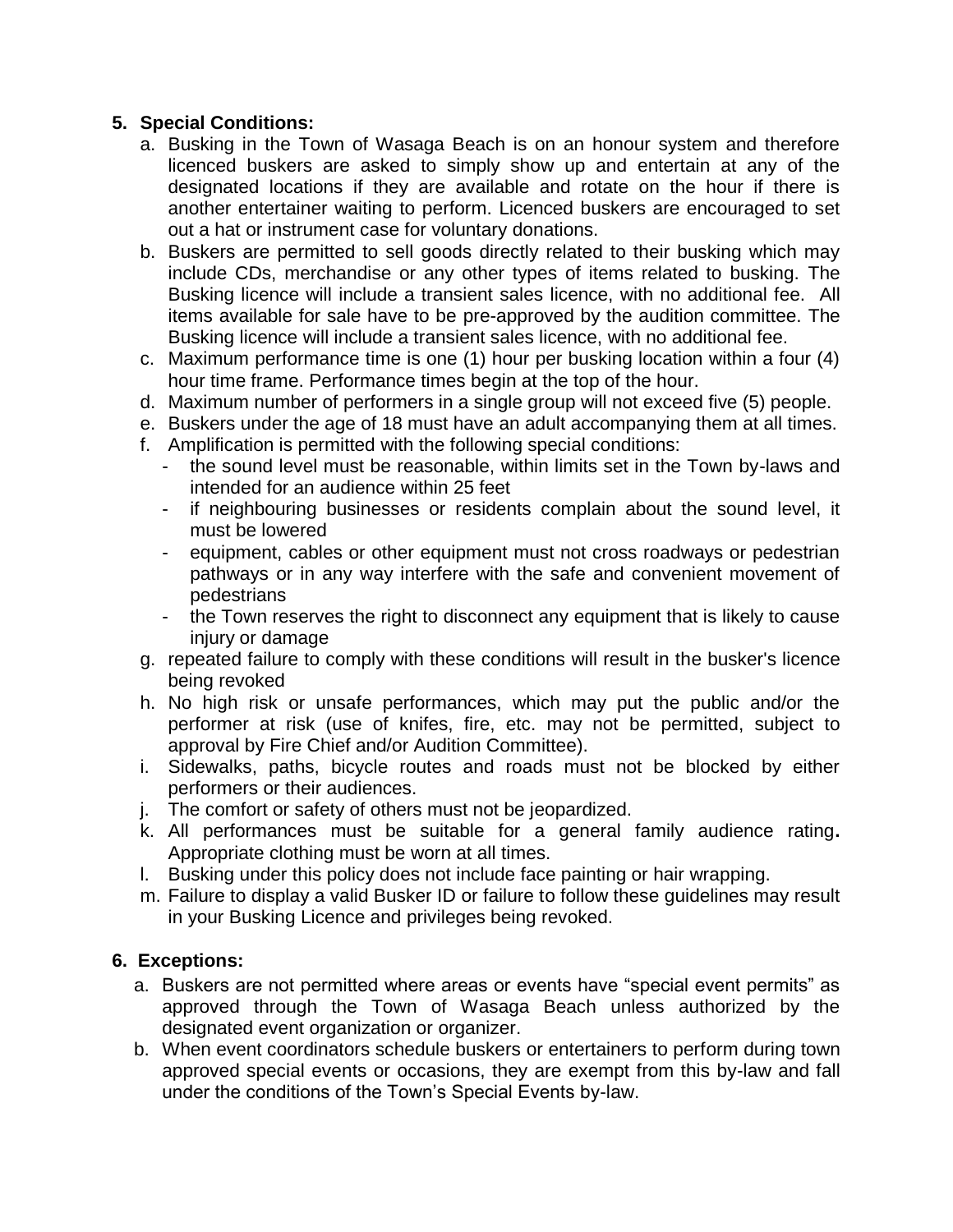## 5. Special Conditions:

a. Busking in the Town of Wasaga Beach is on an honour system and therefore licenced buskers are asked to simply show up and entertain at any of the designated locations if they are available and rotate on the hour if there is another entertainer waiting to perform. Licenced buskers are encouraged to set out a hat or instrument case for voluntary donations.

b. Buskers are permitted to sell goods directly related to their busking which may include CDs, merchandise or any other types of items related to busking. The Busking licence will include a transient sales licence, with no additional fee. All items available for sale have to be pre-approved by the audition committee. The Busking licence will include a transient sales licence, with no additional fee.

c. Maximum performance time is one (1) hour per busking location within a four (4) hour time frame. Performance times begin at the top of the hour.

d. Maximum number of performers in a single group will not exceed five (5) people.

e. Buskers under the age of 18 must have an adult accompanying them at all times.

f. Amplification is permitted with the following special conditions:
   - the sound level must be reasonable, within limits set in the Town by-laws and intended for an audience within 25 feet
   - if neighbouring businesses or residents complain about the sound level, it must be lowered
   - equipment, cables or other equipment must not cross roadways or pedestrian pathways or in any way interfere with the safe and convenient movement of pedestrians
   - the Town reserves the right to disconnect any equipment that is likely to cause injury or damage

g. repeated failure to comply with these conditions will result in the busker's licence being revoked

h. No high risk or unsafe performances, which may put the public and/or the performer at risk (use of knifes, fire, etc. may not be permitted, subject to approval by Fire Chief and/or Audition Committee).

i. Sidewalks, paths, bicycle routes and roads must not be blocked by either performers or their audiences.

j. The comfort or safety of others must not be jeopardized.

k. All performances must be suitable for a general family audience rating**.** Appropriate clothing must be worn at all times.

l. Busking under this policy does not include face painting or hair wrapping.

m. Failure to display a valid Busker ID or failure to follow these guidelines may result in your Busking Licence and privileges being revoked.

## 6. Exceptions:

a. Buskers are not permitted where areas or events have "special event permits" as approved through the Town of Wasaga Beach unless authorized by the designated event organization or organizer.

b. When event coordinators schedule buskers or entertainers to perform during town approved special events or occasions, they are exempt from this by-law and fall under the conditions of the Town's Special Events by-law.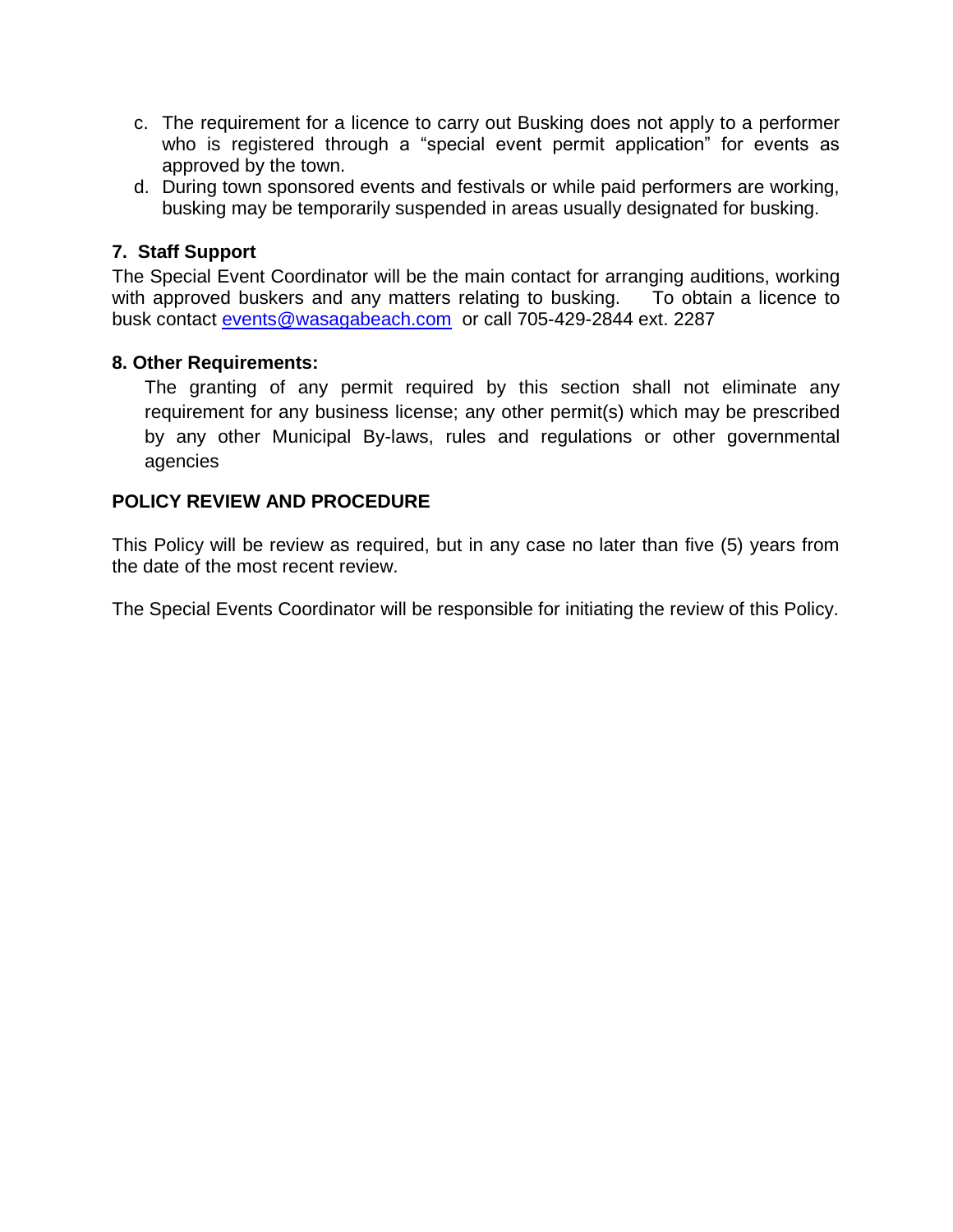c. The requirement for a licence to carry out Busking does not apply to a performer who is registered through a "special event permit application" for events as approved by the town.
d. During town sponsored events and festivals or while paid performers are working, busking may be temporarily suspended in areas usually designated for busking.

**7. Staff Support**

The Special Event Coordinator will be the main contact for arranging auditions, working with approved buskers and any matters relating to busking. To obtain a licence to busk contact [events@wasagabeach.com](mailto:events@wasagabeach.com) or call 705-429-2844 ext. 2287

**8. Other Requirements:**

The granting of any permit required by this section shall not eliminate any requirement for any business license; any other permit(s) which may be prescribed by any other Municipal By-laws, rules and regulations or other governmental agencies

**POLICY REVIEW AND PROCEDURE**

This Policy will be review as required, but in any case no later than five (5) years from the date of the most recent review.

The Special Events Coordinator will be responsible for initiating the review of this Policy.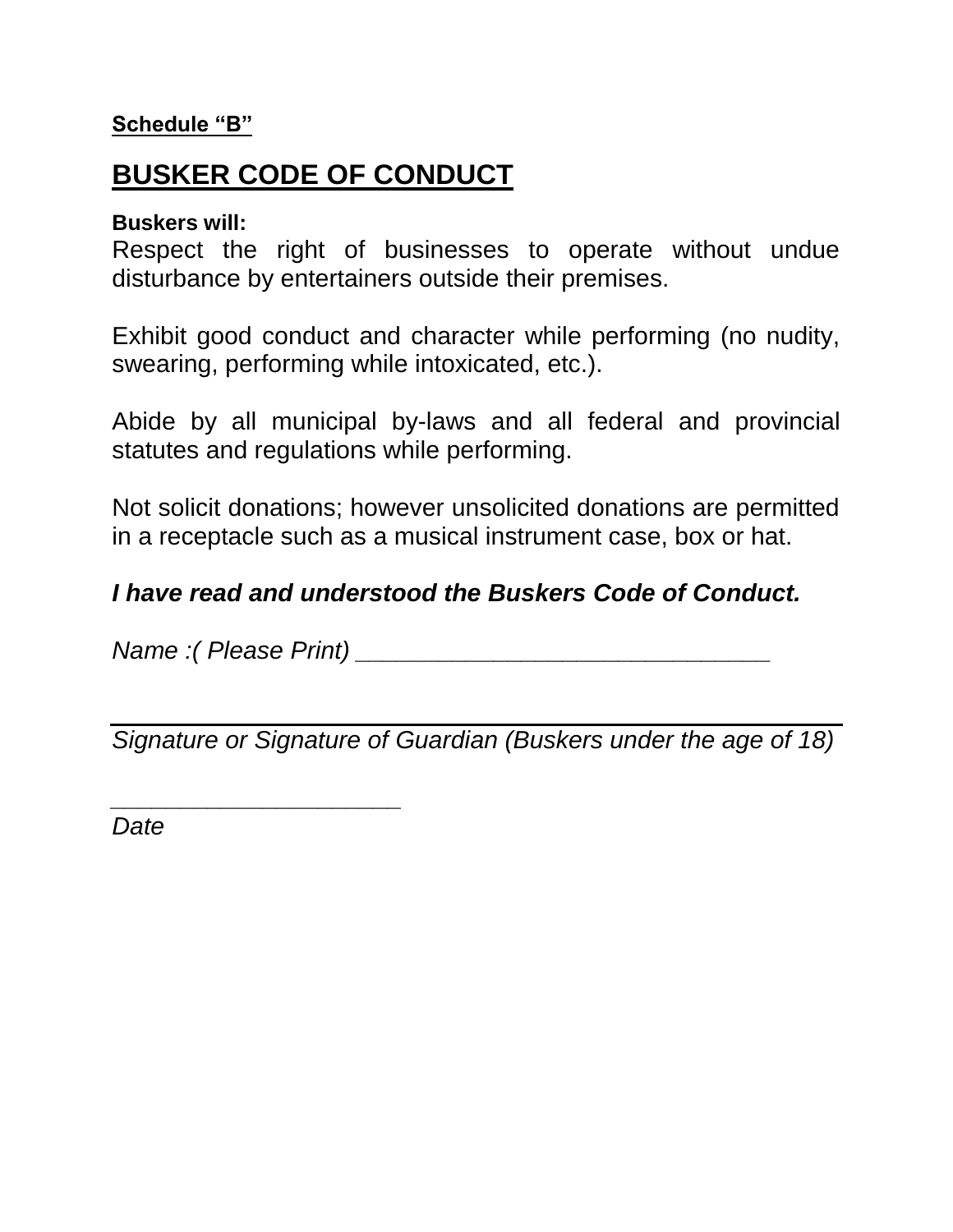**Schedule “B”**

# BUSKER CODE OF CONDUCT

**Buskers will:**

Respect the right of businesses to operate without undue disturbance by entertainers outside their premises.

Exhibit good conduct and character while performing (no nudity, swearing, performing while intoxicated, etc.).

Abide by all municipal by-laws and all federal and provincial statutes and regulations while performing.

Not solicit donations; however unsolicited donations are permitted in a receptacle such as a musical instrument case, box or hat.

***I have read and understood the Buskers Code of Conduct.***

*Name :( Please Print) ______________________________*

______________________________________________

*Signature or Signature of Guardian (Buskers under the age of 18)*

_____________________

*Date*